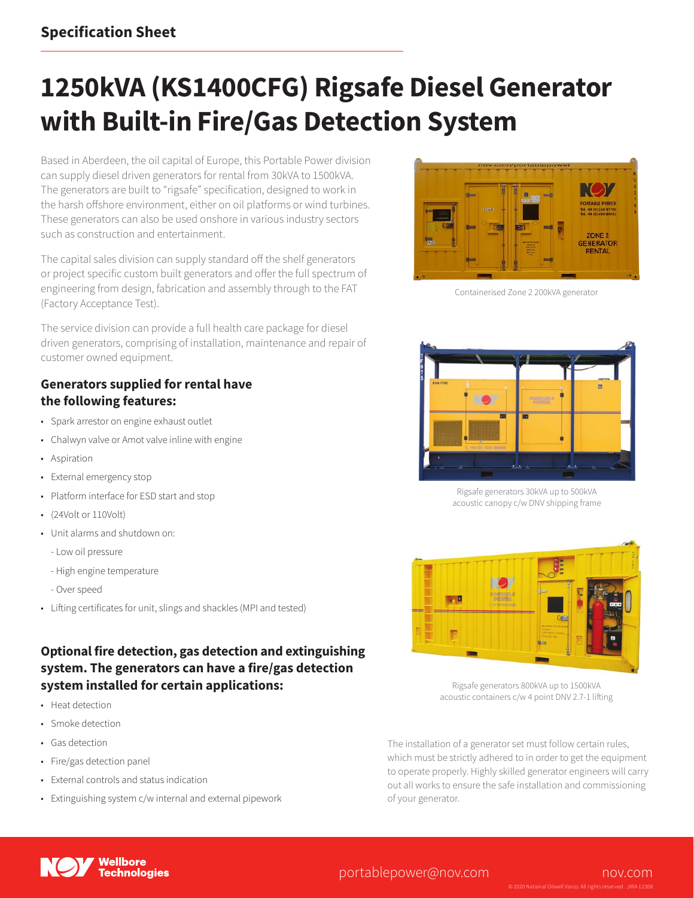**Specification Sheet**

# 1250kVA (KS1400CFG) Rigsafe Diesel Generator with Built-in Fire/Gas Detection System

Based in Aberdeen, the oil capital of Europe, this Portable Power division can supply diesel driven generators for rental from 30kVA to 1500kVA. The generators are built to "rigsafe" specification, designed to work in the harsh offshore environment, either on oil platforms or wind turbines. These generators can also be used onshore in various industry sectors such as construction and entertainment.

The capital sales division can supply standard off the shelf generators or project specific custom built generators and offer the full spectrum of engineering from design, fabrication and assembly through to the FAT (Factory Acceptance Test).

The service division can provide a full health care package for diesel driven generators, comprising of installation, maintenance and repair of customer owned equipment.

## Generators supplied for rental have the following features:

- Spark arrestor on engine exhaust outlet
- Chalwyn valve or Amot valve inline with engine
- Aspiration
- External emergency stop
- Platform interface for ESD start and stop
- (24Volt or 110Volt)
- Unit alarms and shutdown on:
  - Low oil pressure
  - High engine temperature
  - Over speed
- Lifting certificates for unit, slings and shackles (MPI and tested)

## Optional fire detection, gas detection and extinguishing system. The generators can have a fire/gas detection system installed for certain applications:

- Heat detection
- Smoke detection
- Gas detection
- Fire/gas detection panel
- External controls and status indication
- Extinguishing system c/w internal and external pipework

Containerised Zone 2 200kVA generator

Rigsafe generators 30kVA up to 500kVA acoustic canopy c/w DNV shipping frame

Rigsafe generators 800kVA up to 1500kVA acoustic containers c/w 4 point DNV 2.7-1 lifting

The installation of a generator set must follow certain rules, which must be strictly adhered to in order to get the equipment to operate properly. Highly skilled generator engineers will carry out all works to ensure the safe installation and commissioning of your generator.

portablepower@nov.com

nov.com

© 2020 National Oilwell Varco. All rights reserved. JIRA 12308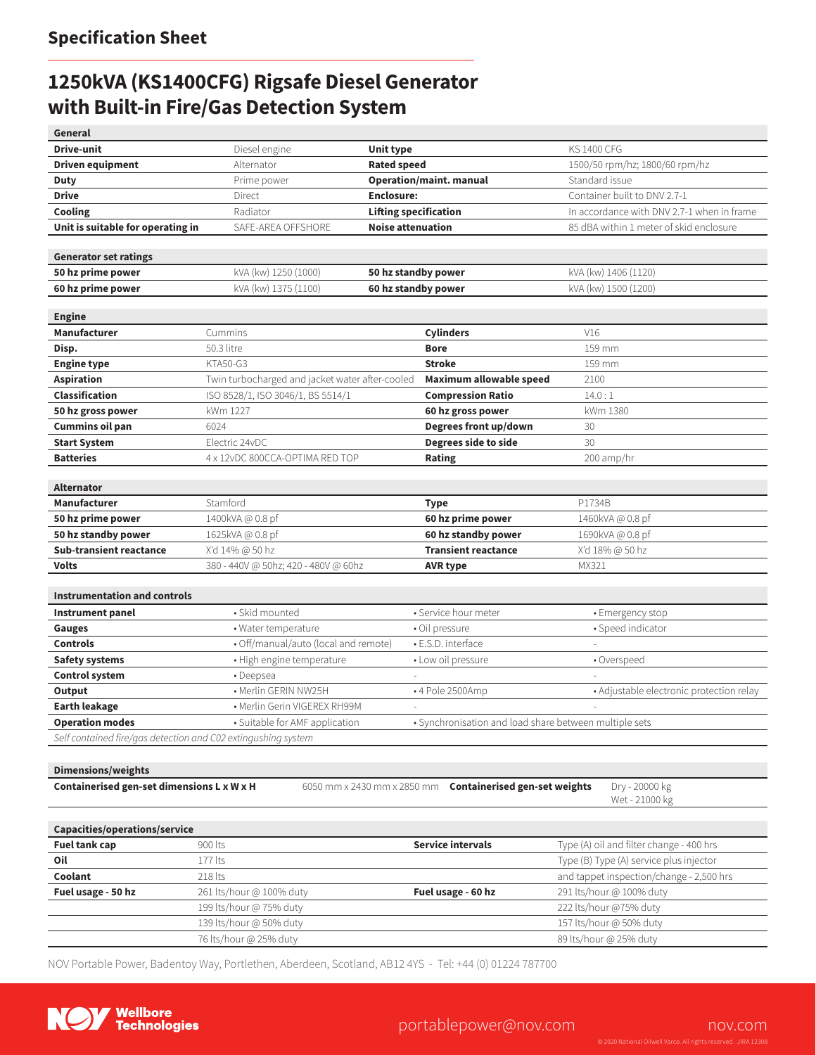## Specification Sheet

# 1250kVA (KS1400CFG) Rigsafe Diesel Generator with Built-in Fire/Gas Detection System

| General | | | |
|---|---|---|---|
| **Drive-unit** | Diesel engine | **Unit type** | KS 1400 CFG |
| **Driven equipment** | Alternator | **Rated speed** | 1500/50 rpm/hz; 1800/60 rpm/hz |
| **Duty** | Prime power | **Operation/maint. manual** | Standard issue |
| **Drive** | Direct | **Enclosure:** | Container built to DNV 2.7-1 |
| **Cooling** | Radiator | **Lifting specification** | In accordance with DNV 2.7-1 when in frame |
| **Unit is suitable for operating in** | SAFE-AREA OFFSHORE | **Noise attenuation** | 85 dBA within 1 meter of skid enclosure |

| Generator set ratings | | | |
|---|---|---|---|
| **50 hz prime power** | kVA (kw) 1250 (1000) | **50 hz standby power** | kVA (kw) 1406 (1120) |
| **60 hz prime power** | kVA (kw) 1375 (1100) | **60 hz standby power** | kVA (kw) 1500 (1200) |

| Engine | | | |
|---|---|---|---|
| **Manufacturer** | Cummins | **Cylinders** | V16 |
| **Disp.** | 50.3 litre | **Bore** | 159 mm |
| **Engine type** | KTA50-G3 | **Stroke** | 159 mm |
| **Aspiration** | Twin turbocharged and jacket water after-cooled | **Maximum allowable speed** | 2100 |
| **Classification** | ISO 8528/1, ISO 3046/1, BS 5514/1 | **Compression Ratio** | 14.0 : 1 |
| **50 hz gross power** | kWm 1227 | **60 hz gross power** | kWm 1380 |
| **Cummins oil pan** | 6024 | **Degrees front up/down** | 30 |
| **Start System** | Electric 24vDC | **Degrees side to side** | 30 |
| **Batteries** | 4 x 12vDC 800CCA-OPTIMA RED TOP | **Rating** | 200 amp/hr |

| Alternator | | | |
|---|---|---|---|
| **Manufacturer** | Stamford | **Type** | P1734B |
| **50 hz prime power** | 1400kVA @ 0.8 pf | **60 hz prime power** | 1460kVA @ 0.8 pf |
| **50 hz standby power** | 1625kVA @ 0.8 pf | **60 hz standby power** | 1690kVA @ 0.8 pf |
| **Sub-transient reactance** | X'd 14% @ 50 hz | **Transient reactance** | X'd 18% @ 50 hz |
| **Volts** | 380 - 440V @ 50hz; 420 - 480V @ 60hz | **AVR type** | MX321 |

| Instrumentation and controls | | | |
|---|---|---|---|
| **Instrument panel** | • Skid mounted | • Service hour meter | • Emergency stop |
| **Gauges** | • Water temperature | • Oil pressure | • Speed indicator |
| **Controls** | • Off/manual/auto (local and remote) | • E.S.D. interface | - |
| **Safety systems** | • High engine temperature | • Low oil pressure | • Overspeed |
| **Control system** | • Deepsea | - | - |
| **Output** | • Merlin GERIN NW25H | • 4 Pole 2500Amp | • Adjustable electronic protection relay |
| **Earth leakage** | • Merlin Gerin VIGEREX RH99M | - | - |
| **Operation modes** | • Suitable for AMF application | • Synchronisation and load share between multiple sets | |
| *Self contained fire/gas detection and C02 extinguishing system* | | | |

| Dimensions/weights | | | |
|---|---|---|---|
| **Containerised gen-set dimensions L x W x H** | 6050 mm x 2430 mm x 2850 mm | **Containerised gen-set weights** | Dry - 20000 kg<br>Wet - 21000 kg |

| Capacities/operations/service | | | |
|---|---|---|---|
| **Fuel tank cap** | 900 lts | **Service intervals** | Type (A) oil and filter change - 400 hrs |
| **Oil** | 177 lts | | Type (B) Type (A) service plus injector |
| **Coolant** | 218 lts | | and tappet inspection/change - 2,500 hrs |
| **Fuel usage - 50 hz** | 261 lts/hour @ 100% duty | **Fuel usage - 60 hz** | 291 lts/hour @ 100% duty |
| | 199 lts/hour @ 75% duty | | 222 lts/hour @75% duty |
| | 139 lts/hour @ 50% duty | | 157 lts/hour @ 50% duty |
| | 76 lts/hour @ 25% duty | | 89 lts/hour @ 25% duty |

NOV Portable Power, Badentoy Way, Portlethen, Aberdeen, Scotland, AB12 4YS - Tel: +44 (0) 01224 787700

NOV Wellbore Technologies

portablepower@nov.com

nov.com

© 2020 National Oilwell Varco. All rights reserved. JIRA 12308